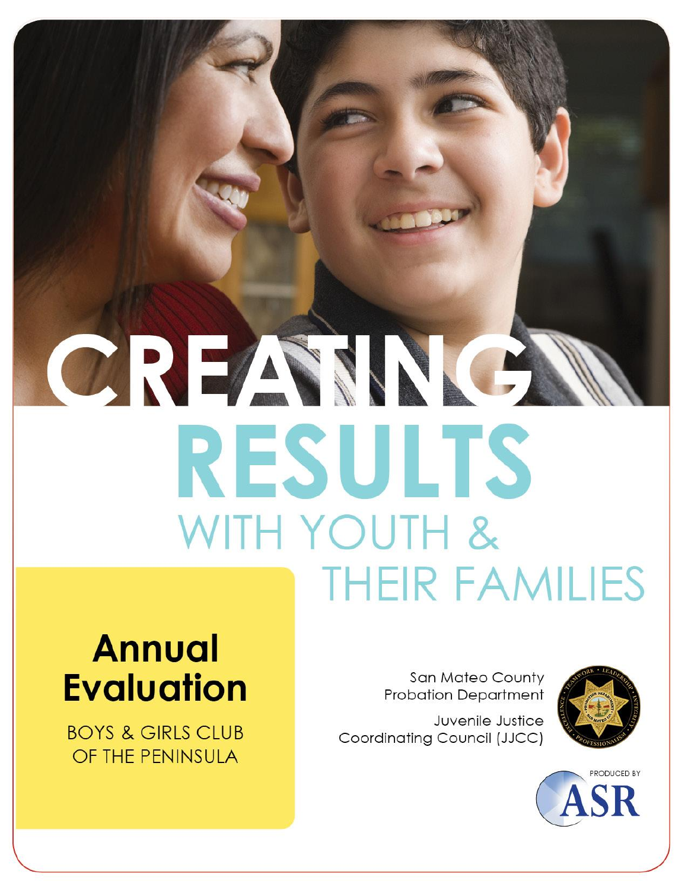# CREATING RESULTS WITH YOUTH & THEIR FAMILIES

## Annual Evaluation

BOYS & GIRLS CLUB OF THE PENINSULA

San Mateo County Probation Department

Juvenile Justice Coordinating Council (JJCC)

PRODUCED BY ASR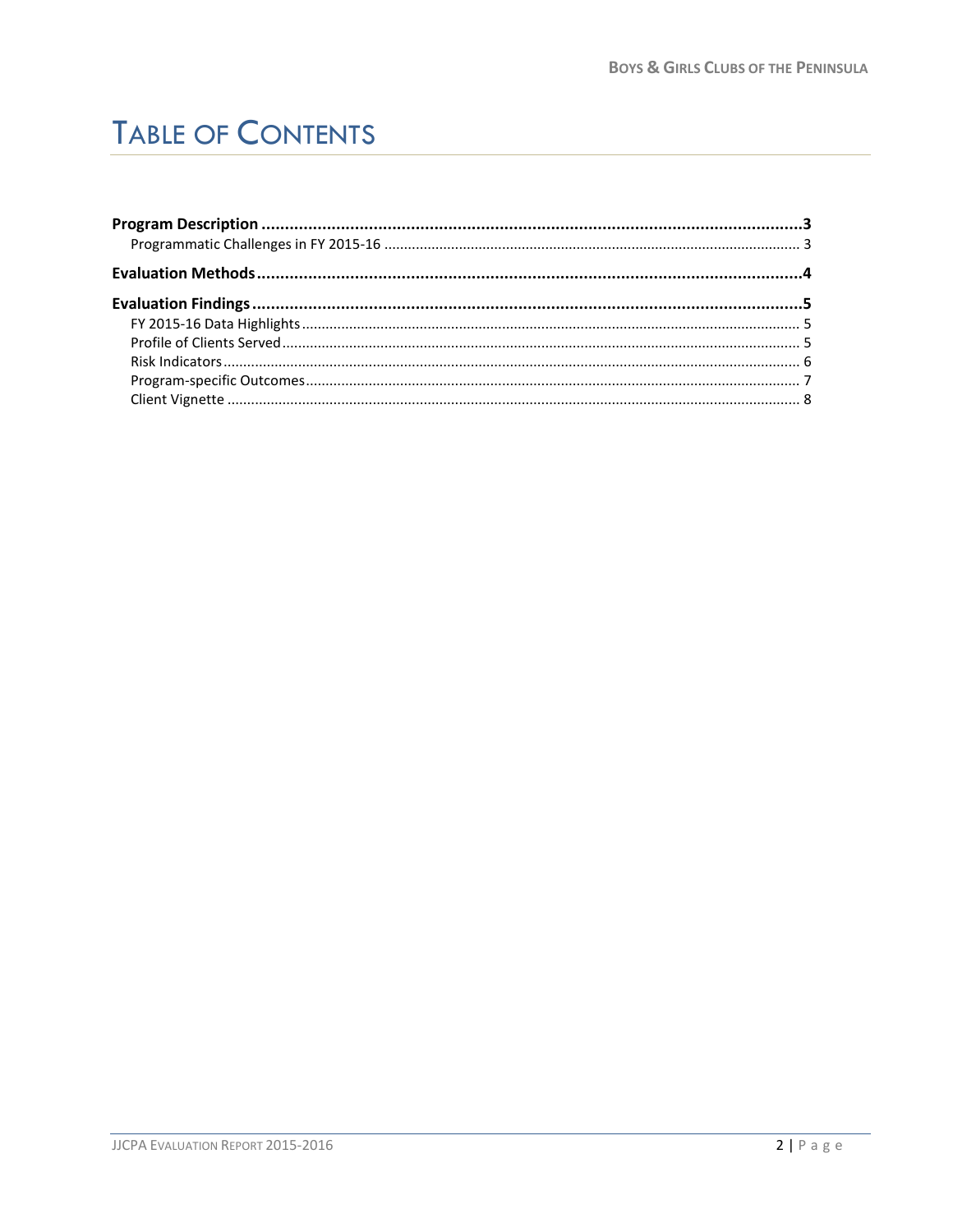# Table of Contents

**Program Description** ..... **3**

- Programmatic Challenges in FY 2015-16 ..... 3

**Evaluation Methods** ..... **4**

**Evaluation Findings** ..... **5**

- FY 2015-16 Data Highlights ..... 5
- Profile of Clients Served ..... 5
- Risk Indicators ..... 6
- Program-specific Outcomes ..... 7
- Client Vignette ..... 8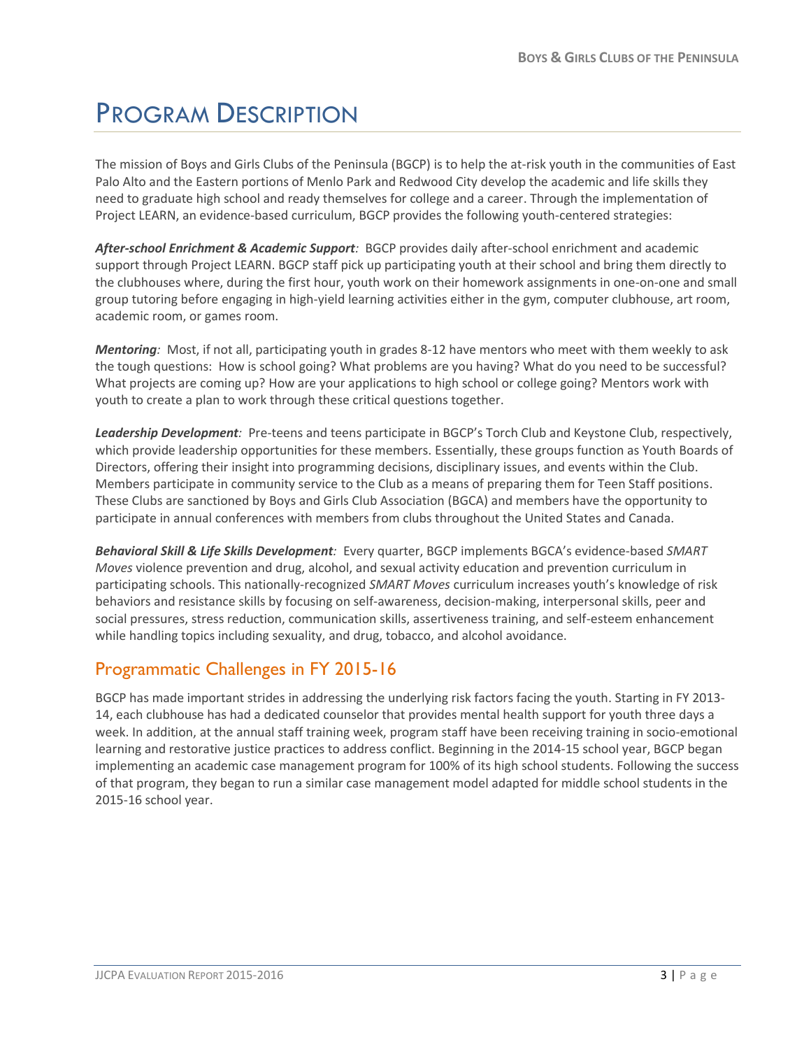# Program Description

The mission of Boys and Girls Clubs of the Peninsula (BGCP) is to help the at-risk youth in the communities of East Palo Alto and the Eastern portions of Menlo Park and Redwood City develop the academic and life skills they need to graduate high school and ready themselves for college and a career. Through the implementation of Project LEARN, an evidence-based curriculum, BGCP provides the following youth-centered strategies:

***After-school Enrichment & Academic Support**:* BGCP provides daily after-school enrichment and academic support through Project LEARN. BGCP staff pick up participating youth at their school and bring them directly to the clubhouses where, during the first hour, youth work on their homework assignments in one-on-one and small group tutoring before engaging in high-yield learning activities either in the gym, computer clubhouse, art room, academic room, or games room.

***Mentoring**:* Most, if not all, participating youth in grades 8-12 have mentors who meet with them weekly to ask the tough questions: How is school going? What problems are you having? What do you need to be successful? What projects are coming up? How are your applications to high school or college going? Mentors work with youth to create a plan to work through these critical questions together.

***Leadership Development**:* Pre-teens and teens participate in BGCP's Torch Club and Keystone Club, respectively, which provide leadership opportunities for these members. Essentially, these groups function as Youth Boards of Directors, offering their insight into programming decisions, disciplinary issues, and events within the Club. Members participate in community service to the Club as a means of preparing them for Teen Staff positions. These Clubs are sanctioned by Boys and Girls Club Association (BGCA) and members have the opportunity to participate in annual conferences with members from clubs throughout the United States and Canada.

***Behavioral Skill & Life Skills Development**:* Every quarter, BGCP implements BGCA's evidence-based *SMART Moves* violence prevention and drug, alcohol, and sexual activity education and prevention curriculum in participating schools. This nationally-recognized *SMART Moves* curriculum increases youth's knowledge of risk behaviors and resistance skills by focusing on self-awareness, decision-making, interpersonal skills, peer and social pressures, stress reduction, communication skills, assertiveness training, and self-esteem enhancement while handling topics including sexuality, and drug, tobacco, and alcohol avoidance.

## Programmatic Challenges in FY 2015-16

BGCP has made important strides in addressing the underlying risk factors facing the youth. Starting in FY 2013-14, each clubhouse has had a dedicated counselor that provides mental health support for youth three days a week. In addition, at the annual staff training week, program staff have been receiving training in socio-emotional learning and restorative justice practices to address conflict. Beginning in the 2014-15 school year, BGCP began implementing an academic case management program for 100% of its high school students. Following the success of that program, they began to run a similar case management model adapted for middle school students in the 2015-16 school year.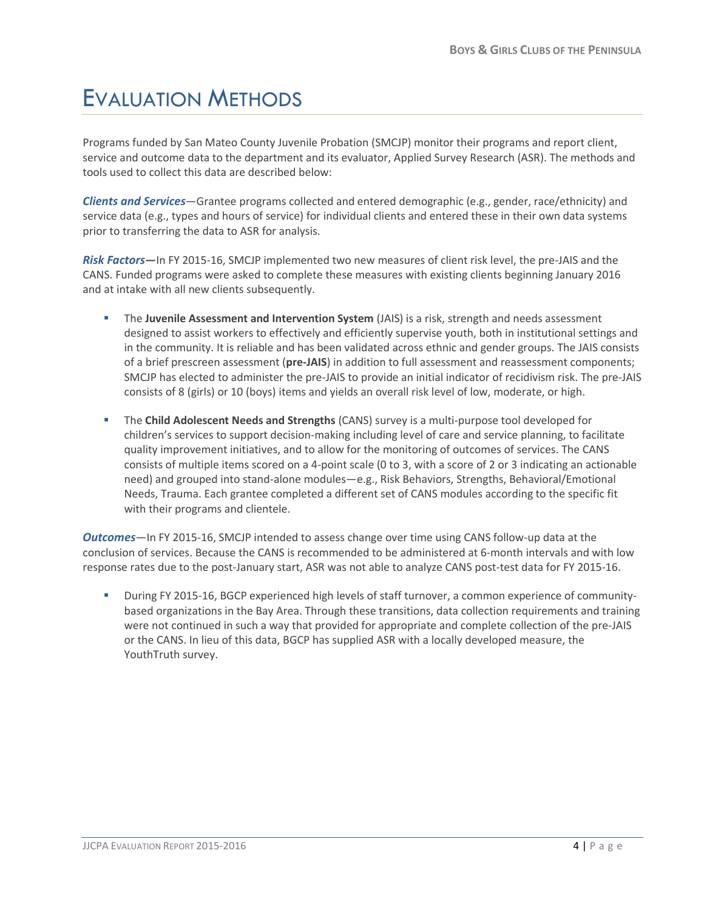# Evaluation Methods

Programs funded by San Mateo County Juvenile Probation (SMCJP) monitor their programs and report client, service and outcome data to the department and its evaluator, Applied Survey Research (ASR). The methods and tools used to collect this data are described below:

***Clients and Services***—Grantee programs collected and entered demographic (e.g., gender, race/ethnicity) and service data (e.g., types and hours of service) for individual clients and entered these in their own data systems prior to transferring the data to ASR for analysis.

***Risk Factors*—**In FY 2015-16, SMCJP implemented two new measures of client risk level, the pre-JAIS and the CANS. Funded programs were asked to complete these measures with existing clients beginning January 2016 and at intake with all new clients subsequently.

- The **Juvenile Assessment and Intervention System** (JAIS) is a risk, strength and needs assessment designed to assist workers to effectively and efficiently supervise youth, both in institutional settings and in the community. It is reliable and has been validated across ethnic and gender groups. The JAIS consists of a brief prescreen assessment (**pre-JAIS**) in addition to full assessment and reassessment components; SMCJP has elected to administer the pre-JAIS to provide an initial indicator of recidivism risk. The pre-JAIS consists of 8 (girls) or 10 (boys) items and yields an overall risk level of low, moderate, or high.
- The **Child Adolescent Needs and Strengths** (CANS) survey is a multi-purpose tool developed for children's services to support decision-making including level of care and service planning, to facilitate quality improvement initiatives, and to allow for the monitoring of outcomes of services. The CANS consists of multiple items scored on a 4-point scale (0 to 3, with a score of 2 or 3 indicating an actionable need) and grouped into stand-alone modules—e.g., Risk Behaviors, Strengths, Behavioral/Emotional Needs, Trauma. Each grantee completed a different set of CANS modules according to the specific fit with their programs and clientele.

***Outcomes***—In FY 2015-16, SMCJP intended to assess change over time using CANS follow-up data at the conclusion of services. Because the CANS is recommended to be administered at 6-month intervals and with low response rates due to the post-January start, ASR was not able to analyze CANS post-test data for FY 2015-16.

- During FY 2015-16, BGCP experienced high levels of staff turnover, a common experience of community-based organizations in the Bay Area. Through these transitions, data collection requirements and training were not continued in such a way that provided for appropriate and complete collection of the pre-JAIS or the CANS. In lieu of this data, BGCP has supplied ASR with a locally developed measure, the YouthTruth survey.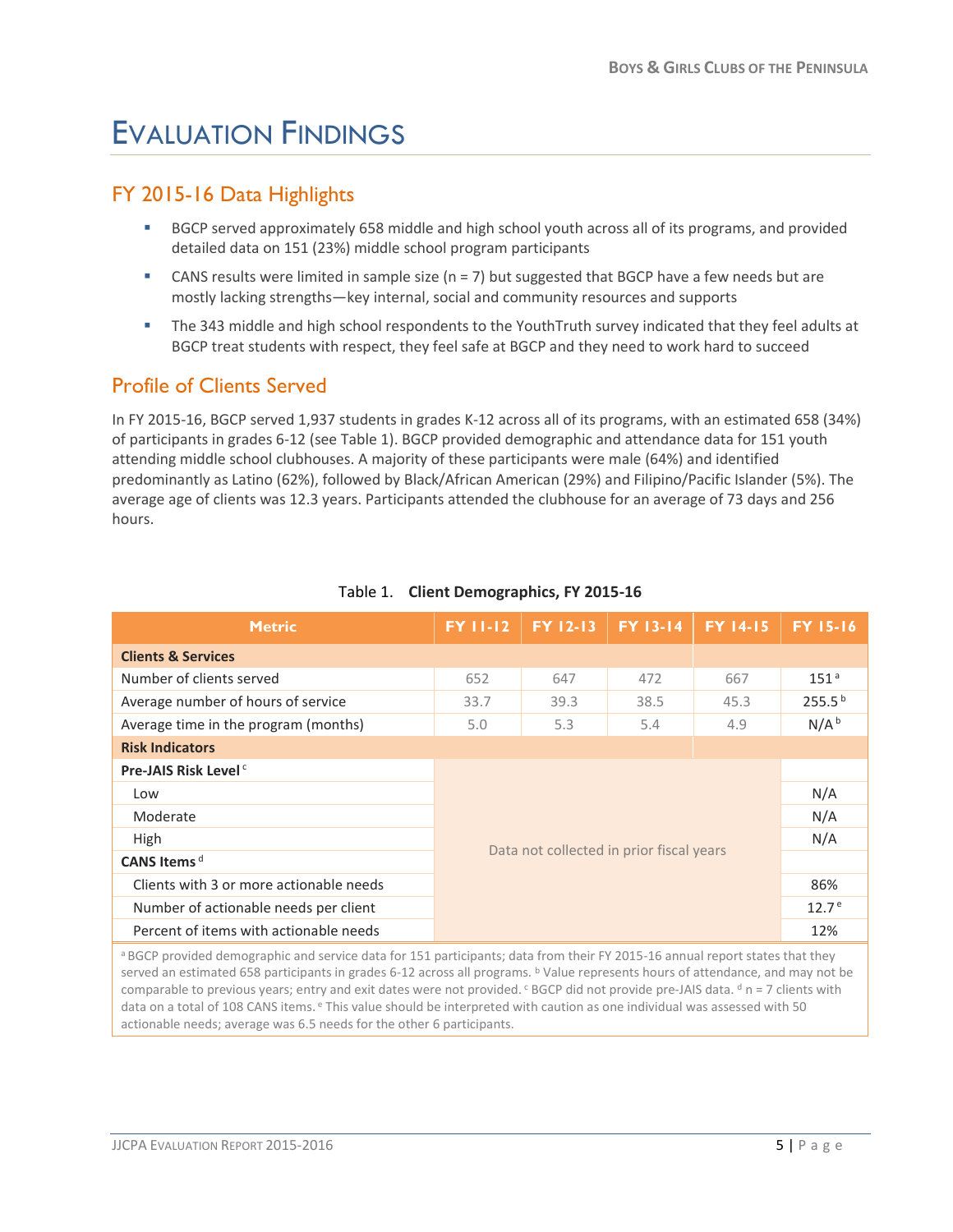# EVALUATION FINDINGS

## FY 2015-16 Data Highlights

- BGCP served approximately 658 middle and high school youth across all of its programs, and provided detailed data on 151 (23%) middle school program participants
- CANS results were limited in sample size (n = 7) but suggested that BGCP have a few needs but are mostly lacking strengths—key internal, social and community resources and supports
- The 343 middle and high school respondents to the YouthTruth survey indicated that they feel adults at BGCP treat students with respect, they feel safe at BGCP and they need to work hard to succeed

## Profile of Clients Served

In FY 2015-16, BGCP served 1,937 students in grades K-12 across all of its programs, with an estimated 658 (34%) of participants in grades 6-12 (see Table 1). BGCP provided demographic and attendance data for 151 youth attending middle school clubhouses. A majority of these participants were male (64%) and identified predominantly as Latino (62%), followed by Black/African American (29%) and Filipino/Pacific Islander (5%). The average age of clients was 12.3 years. Participants attended the clubhouse for an average of 73 days and 256 hours.

Table 1. **Client Demographics, FY 2015-16**

| Metric | FY 11-12 | FY 12-13 | FY 13-14 | FY 14-15 | FY 15-16 |
|---|---|---|---|---|---|
| **Clients & Services** | | | | | |
| Number of clients served | 652 | 647 | 472 | 667 | 151 [a] |
| Average number of hours of service | 33.7 | 39.3 | 38.5 | 45.3 | 255.5 [b] |
| Average time in the program (months) | 5.0 | 5.3 | 5.4 | 4.9 | N/A [b] |
| **Risk Indicators** | | | | | |
| **Pre-JAIS Risk Level** [c] | Data not collected in prior fiscal years | | | | |
| Low | | | | | N/A |
| Moderate | | | | | N/A |
| High | | | | | N/A |
| **CANS Items** [d] | | | | | |
| Clients with 3 or more actionable needs | | | | | 86% |
| Number of actionable needs per client | | | | | 12.7 [e] |
| Percent of items with actionable needs | | | | | 12% |

[a] BGCP provided demographic and service data for 151 participants; data from their FY 2015-16 annual report states that they served an estimated 658 participants in grades 6-12 across all programs. [b] Value represents hours of attendance, and may not be comparable to previous years; entry and exit dates were not provided. [c] BGCP did not provide pre-JAIS data. [d] n = 7 clients with data on a total of 108 CANS items. [e] This value should be interpreted with caution as one individual was assessed with 50 actionable needs; average was 6.5 needs for the other 6 participants.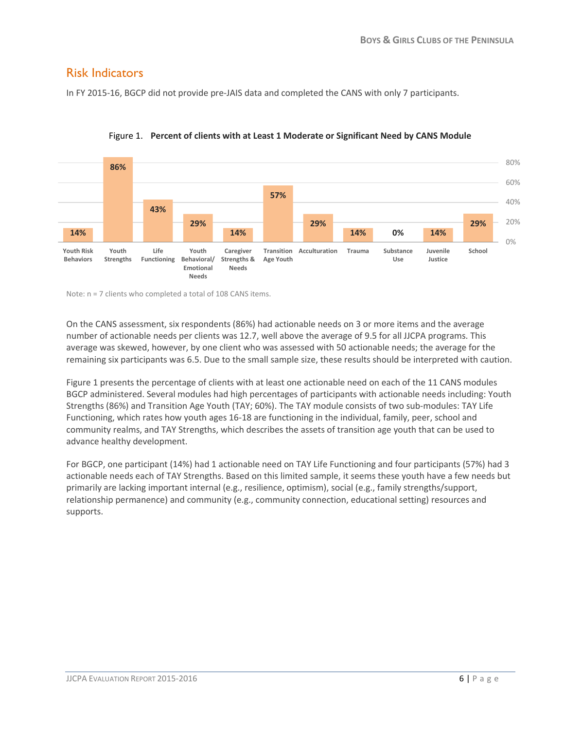## Risk Indicators

In FY 2015-16, BGCP did not provide pre-JAIS data and completed the CANS with only 7 participants.

Figure 1. **Percent of clients with at Least 1 Moderate or Significant Need by CANS Module**

| CANS Module | Percent |
|---|---|
| Youth Risk Behaviors | 14% |
| Youth Strengths | 86% |
| Life Functioning | 43% |
| Youth Behavioral/ Emotional Needs | 29% |
| Caregiver Strengths & Needs | 14% |
| Transition Age Youth | 57% |
| Acculturation | 29% |
| Trauma | 14% |
| Substance Use | 0% |
| Juvenile Justice | 14% |
| School | 29% |

Note: n = 7 clients who completed a total of 108 CANS items.

On the CANS assessment, six respondents (86%) had actionable needs on 3 or more items and the average number of actionable needs per clients was 12.7, well above the average of 9.5 for all JJCPA programs. This average was skewed, however, by one client who was assessed with 50 actionable needs; the average for the remaining six participants was 6.5. Due to the small sample size, these results should be interpreted with caution.

Figure 1 presents the percentage of clients with at least one actionable need on each of the 11 CANS modules BGCP administered. Several modules had high percentages of participants with actionable needs including: Youth Strengths (86%) and Transition Age Youth (TAY; 60%). The TAY module consists of two sub-modules: TAY Life Functioning, which rates how youth ages 16-18 are functioning in the individual, family, peer, school and community realms, and TAY Strengths, which describes the assets of transition age youth that can be used to advance healthy development.

For BGCP, one participant (14%) had 1 actionable need on TAY Life Functioning and four participants (57%) had 3 actionable needs each of TAY Strengths. Based on this limited sample, it seems these youth have a few needs but primarily are lacking important internal (e.g., resilience, optimism), social (e.g., family strengths/support, relationship permanence) and community (e.g., community connection, educational setting) resources and supports.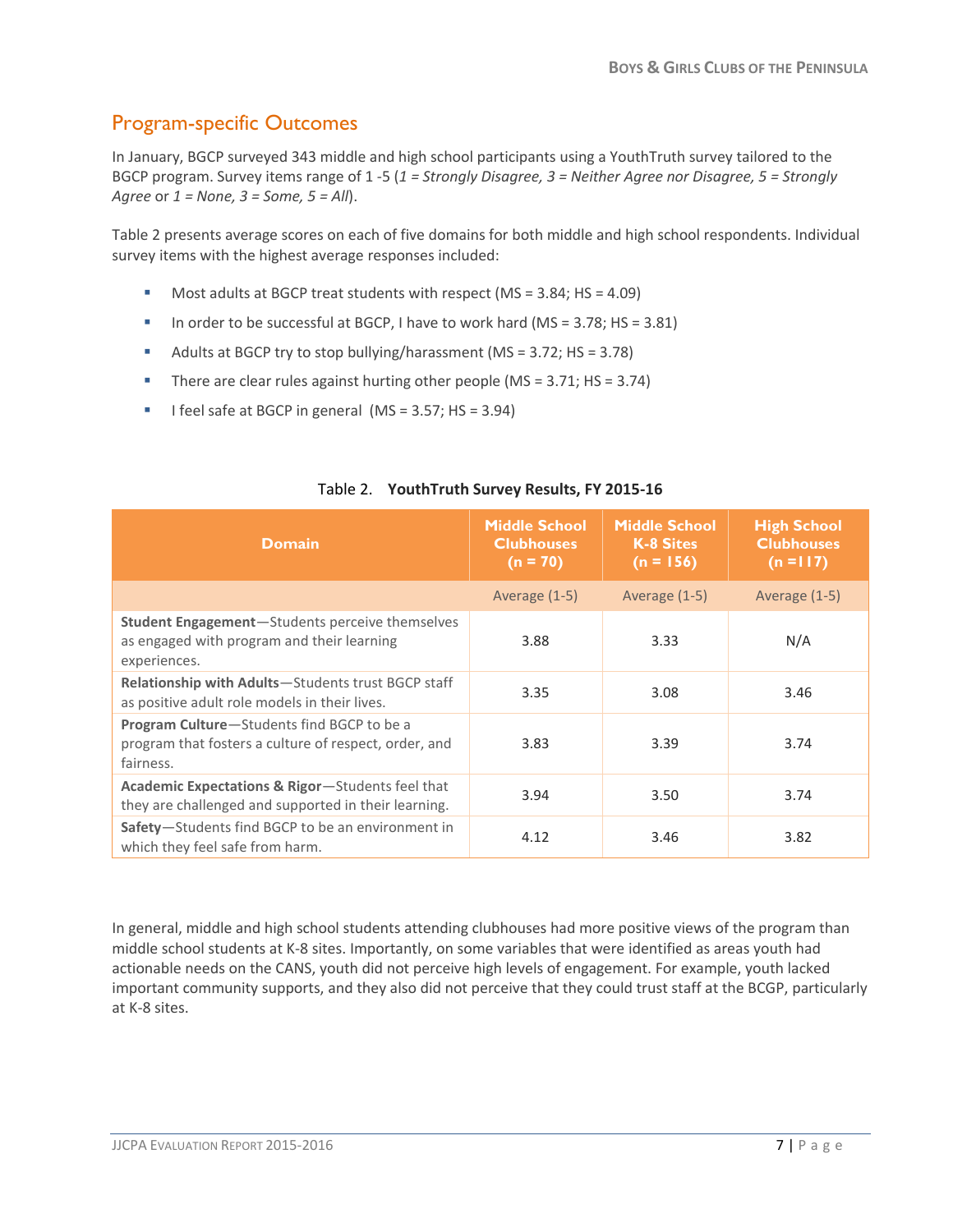## Program-specific Outcomes

In January, BGCP surveyed 343 middle and high school participants using a YouthTruth survey tailored to the BGCP program. Survey items range of 1 -5 (*1 = Strongly Disagree, 3 = Neither Agree nor Disagree, 5 = Strongly Agree* or *1 = None, 3 = Some, 5 = All*).

Table 2 presents average scores on each of five domains for both middle and high school respondents. Individual survey items with the highest average responses included:

- Most adults at BGCP treat students with respect (MS = 3.84; HS = 4.09)
- In order to be successful at BGCP, I have to work hard (MS = 3.78; HS = 3.81)
- Adults at BGCP try to stop bullying/harassment (MS = 3.72; HS = 3.78)
- There are clear rules against hurting other people (MS = 3.71; HS = 3.74)
- I feel safe at BGCP in general (MS = 3.57; HS = 3.94)

Table 2. **YouthTruth Survey Results, FY 2015-16**

| Domain | Middle School Clubhouses (n = 70) | Middle School K-8 Sites (n = 156) | High School Clubhouses (n =117) |
|---|---|---|---|
| | Average (1-5) | Average (1-5) | Average (1-5) |
| **Student Engagement**—Students perceive themselves as engaged with program and their learning experiences. | 3.88 | 3.33 | N/A |
| **Relationship with Adults**—Students trust BGCP staff as positive adult role models in their lives. | 3.35 | 3.08 | 3.46 |
| **Program Culture**—Students find BGCP to be a program that fosters a culture of respect, order, and fairness. | 3.83 | 3.39 | 3.74 |
| **Academic Expectations & Rigor**—Students feel that they are challenged and supported in their learning. | 3.94 | 3.50 | 3.74 |
| **Safety**—Students find BGCP to be an environment in which they feel safe from harm. | 4.12 | 3.46 | 3.82 |

In general, middle and high school students attending clubhouses had more positive views of the program than middle school students at K-8 sites. Importantly, on some variables that were identified as areas youth had actionable needs on the CANS, youth did not perceive high levels of engagement. For example, youth lacked important community supports, and they also did not perceive that they could trust staff at the BCGP, particularly at K-8 sites.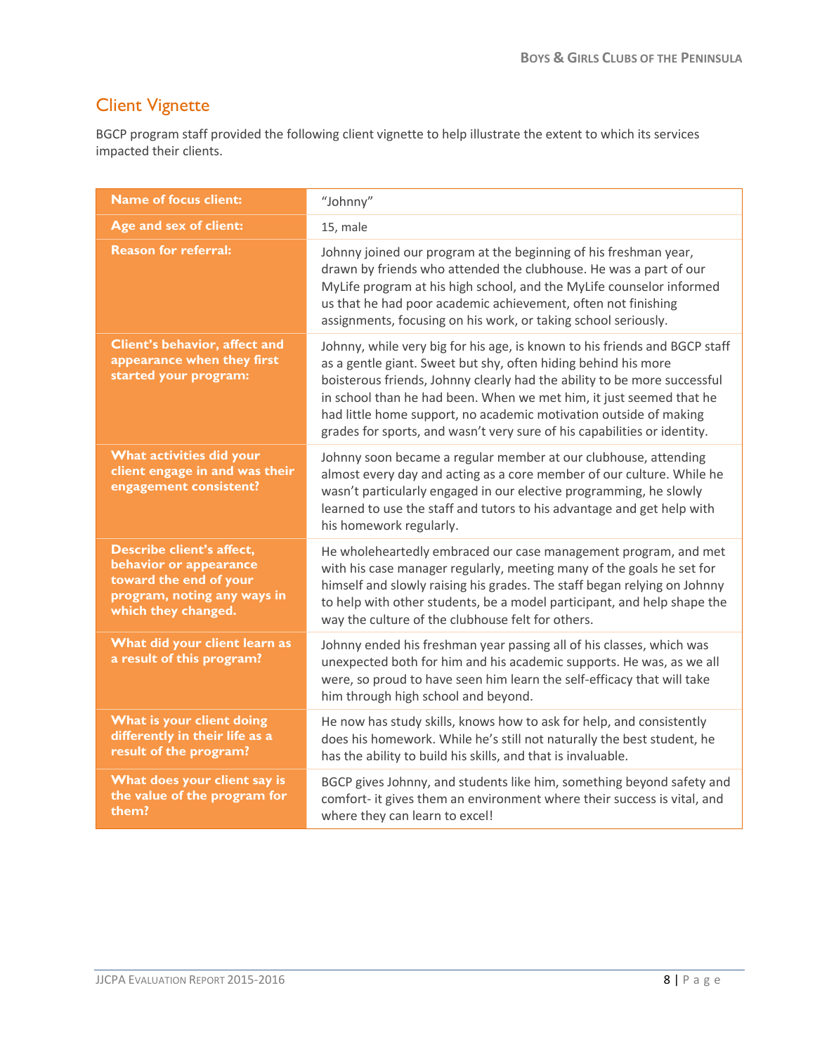## Client Vignette

BGCP program staff provided the following client vignette to help illustrate the extent to which its services impacted their clients.

| | |
|---|---|
| **Name of focus client:** | "Johnny" |
| **Age and sex of client:** | 15, male |
| **Reason for referral:** | Johnny joined our program at the beginning of his freshman year, drawn by friends who attended the clubhouse. He was a part of our MyLife program at his high school, and the MyLife counselor informed us that he had poor academic achievement, often not finishing assignments, focusing on his work, or taking school seriously. |
| **Client's behavior, affect and appearance when they first started your program:** | Johnny, while very big for his age, is known to his friends and BGCP staff as a gentle giant. Sweet but shy, often hiding behind his more boisterous friends, Johnny clearly had the ability to be more successful in school than he had been. When we met him, it just seemed that he had little home support, no academic motivation outside of making grades for sports, and wasn't very sure of his capabilities or identity. |
| **What activities did your client engage in and was their engagement consistent?** | Johnny soon became a regular member at our clubhouse, attending almost every day and acting as a core member of our culture. While he wasn't particularly engaged in our elective programming, he slowly learned to use the staff and tutors to his advantage and get help with his homework regularly. |
| **Describe client's affect, behavior or appearance toward the end of your program, noting any ways in which they changed.** | He wholeheartedly embraced our case management program, and met with his case manager regularly, meeting many of the goals he set for himself and slowly raising his grades. The staff began relying on Johnny to help with other students, be a model participant, and help shape the way the culture of the clubhouse felt for others. |
| **What did your client learn as a result of this program?** | Johnny ended his freshman year passing all of his classes, which was unexpected both for him and his academic supports. He was, as we all were, so proud to have seen him learn the self-efficacy that will take him through high school and beyond. |
| **What is your client doing differently in their life as a result of the program?** | He now has study skills, knows how to ask for help, and consistently does his homework. While he's still not naturally the best student, he has the ability to build his skills, and that is invaluable. |
| **What does your client say is the value of the program for them?** | BGCP gives Johnny, and students like him, something beyond safety and comfort- it gives them an environment where their success is vital, and where they can learn to excel! |